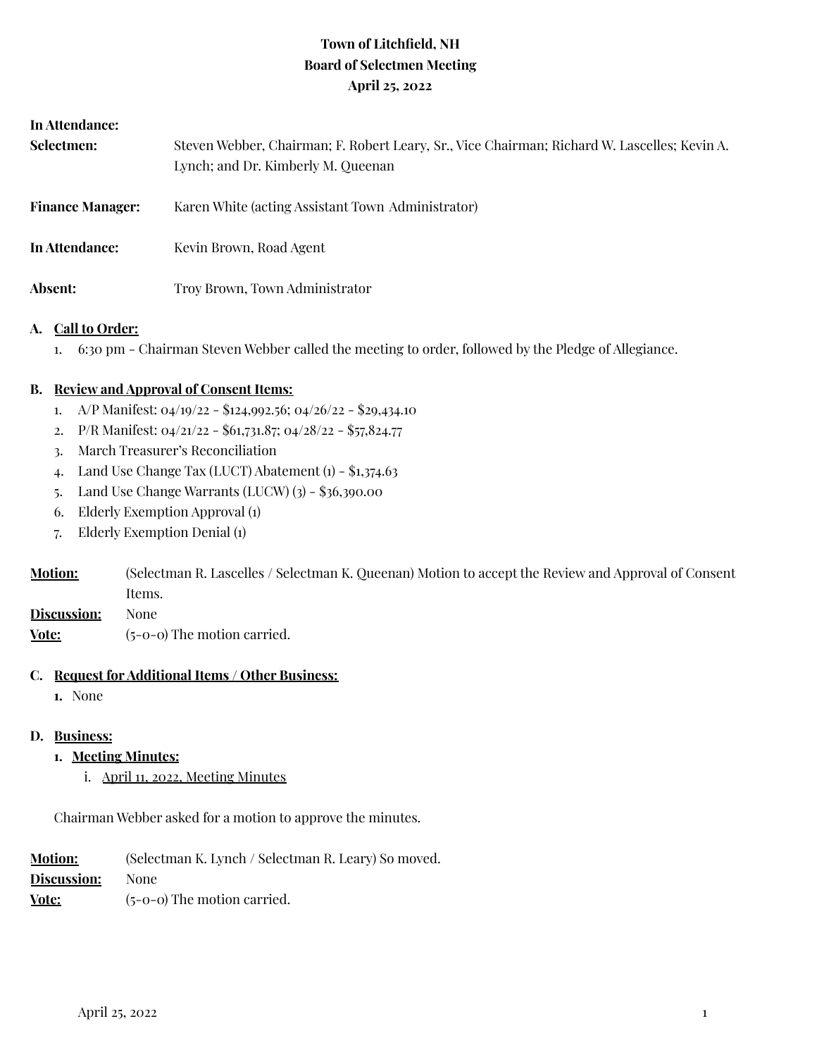# Town of Litchfield, NH
## Board of Selectmen Meeting
### April 25, 2022

**In Attendance:**

**Selectmen:** Steven Webber, Chairman; F. Robert Leary, Sr., Vice Chairman; Richard W. Lascelles; Kevin A. Lynch; and Dr. Kimberly M. Queenan

**Finance Manager:** Karen White (acting Assistant Town Administrator)

**In Attendance:** Kevin Brown, Road Agent

**Absent:** Troy Brown, Town Administrator

**A. Call to Order:**

1. 6:30 pm - Chairman Steven Webber called the meeting to order, followed by the Pledge of Allegiance.

**B. Review and Approval of Consent Items:**

1. A/P Manifest: 04/19/22 - $124,992.56; 04/26/22 - $29,434.10
2. P/R Manifest: 04/21/22 - $61,731.87; 04/28/22 - $57,824.77
3. March Treasurer's Reconciliation
4. Land Use Change Tax (LUCT) Abatement (1) - $1,374.63
5. Land Use Change Warrants (LUCW) (3) - $36,390.00
6. Elderly Exemption Approval (1)
7. Elderly Exemption Denial (1)

**Motion:** (Selectman R. Lascelles / Selectman K. Queenan) Motion to accept the Review and Approval of Consent Items.

**Discussion:** None

**Vote:** (5-0-0) The motion carried.

**C. Request for Additional Items / Other Business:**

1. None

**D. Business:**

1. **Meeting Minutes:**
   i. April 11, 2022, Meeting Minutes

Chairman Webber asked for a motion to approve the minutes.

**Motion:** (Selectman K. Lynch / Selectman R. Leary) So moved.

**Discussion:** None

**Vote:** (5-0-0) The motion carried.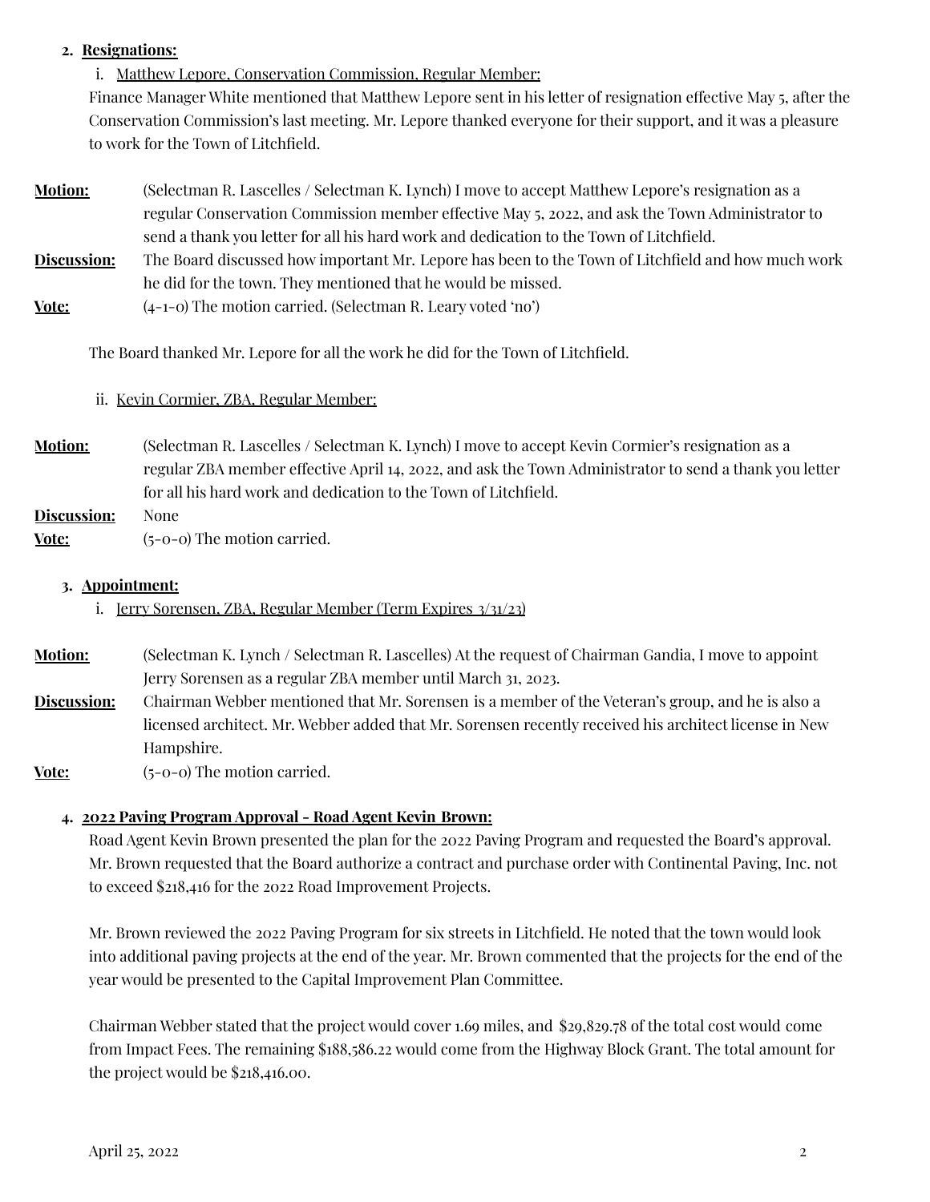**2. Resignations:**

i. Matthew Lepore, Conservation Commission, Regular Member:

Finance Manager White mentioned that Matthew Lepore sent in his letter of resignation effective May 5, after the Conservation Commission's last meeting. Mr. Lepore thanked everyone for their support, and it was a pleasure to work for the Town of Litchfield.

**Motion:** (Selectman R. Lascelles / Selectman K. Lynch) I move to accept Matthew Lepore's resignation as a regular Conservation Commission member effective May 5, 2022, and ask the Town Administrator to send a thank you letter for all his hard work and dedication to the Town of Litchfield.

**Discussion:** The Board discussed how important Mr. Lepore has been to the Town of Litchfield and how much work he did for the town. They mentioned that he would be missed.

**Vote:** (4-1-0) The motion carried. (Selectman R. Leary voted 'no')

The Board thanked Mr. Lepore for all the work he did for the Town of Litchfield.

ii. Kevin Cormier, ZBA, Regular Member:

**Motion:** (Selectman R. Lascelles / Selectman K. Lynch) I move to accept Kevin Cormier's resignation as a regular ZBA member effective April 14, 2022, and ask the Town Administrator to send a thank you letter for all his hard work and dedication to the Town of Litchfield.

**Discussion:** None

**Vote:** (5-0-0) The motion carried.

**3. Appointment:**

i. Jerry Sorensen, ZBA, Regular Member (Term Expires 3/31/23)

**Motion:** (Selectman K. Lynch / Selectman R. Lascelles) At the request of Chairman Gandia, I move to appoint Jerry Sorensen as a regular ZBA member until March 31, 2023.

**Discussion:** Chairman Webber mentioned that Mr. Sorensen is a member of the Veteran's group, and he is also a licensed architect. Mr. Webber added that Mr. Sorensen recently received his architect license in New Hampshire.

**Vote:** (5-0-0) The motion carried.

**4. 2022 Paving Program Approval - Road Agent Kevin Brown:**

Road Agent Kevin Brown presented the plan for the 2022 Paving Program and requested the Board's approval. Mr. Brown requested that the Board authorize a contract and purchase order with Continental Paving, Inc. not to exceed $218,416 for the 2022 Road Improvement Projects.

Mr. Brown reviewed the 2022 Paving Program for six streets in Litchfield. He noted that the town would look into additional paving projects at the end of the year. Mr. Brown commented that the projects for the end of the year would be presented to the Capital Improvement Plan Committee.

Chairman Webber stated that the project would cover 1.69 miles, and $29,829.78 of the total cost would come from Impact Fees. The remaining $188,586.22 would come from the Highway Block Grant. The total amount for the project would be $218,416.00.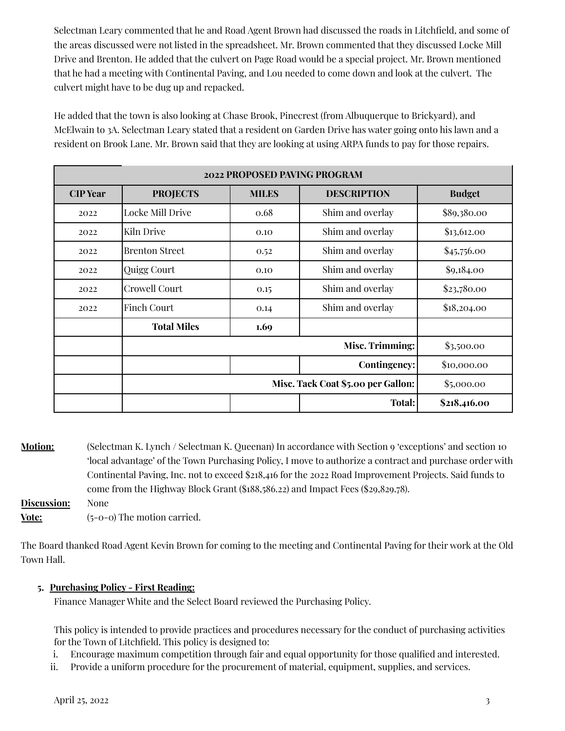Selectman Leary commented that he and Road Agent Brown had discussed the roads in Litchfield, and some of the areas discussed were not listed in the spreadsheet. Mr. Brown commented that they discussed Locke Mill Drive and Brenton. He added that the culvert on Page Road would be a special project. Mr. Brown mentioned that he had a meeting with Continental Paving, and Lou needed to come down and look at the culvert. The culvert might have to be dug up and repacked.

He added that the town is also looking at Chase Brook, Pinecrest (from Albuquerque to Brickyard), and McElwain to 3A. Selectman Leary stated that a resident on Garden Drive has water going onto his lawn and a resident on Brook Lane. Mr. Brown said that they are looking at using ARPA funds to pay for those repairs.

| **2022 PROPOSED PAVING PROGRAM** | | | | |
|---|---|---|---|---|
| **CIP Year** | **PROJECTS** | **MILES** | **DESCRIPTION** | **Budget** |
| 2022 | Locke Mill Drive | 0.68 | Shim and overlay | $89,380.00 |
| 2022 | Kiln Drive | 0.10 | Shim and overlay | $13,612.00 |
| 2022 | Brenton Street | 0.52 | Shim and overlay | $45,756.00 |
| 2022 | Quigg Court | 0.10 | Shim and overlay | $9,184.00 |
| 2022 | Crowell Court | 0.15 | Shim and overlay | $23,780.00 |
| 2022 | Finch Court | 0.14 | Shim and overlay | $18,204.00 |
| | **Total Miles** | **1.69** | | |
| | | | **Misc. Trimming:** | $3,500.00 |
| | | | **Contingency:** | $10,000.00 |
| | | | **Misc. Tack Coat $5.00 per Gallon:** | $5,000.00 |
| | | | **Total:** | **$218,416.00** |

**Motion:** (Selectman K. Lynch / Selectman K. Queenan) In accordance with Section 9 'exceptions' and section 10 'local advantage' of the Town Purchasing Policy, I move to authorize a contract and purchase order with Continental Paving, Inc. not to exceed $218,416 for the 2022 Road Improvement Projects. Said funds to come from the Highway Block Grant ($188,586.22) and Impact Fees ($29,829.78).

**Discussion:** None

**Vote:** (5-0-0) The motion carried.

The Board thanked Road Agent Kevin Brown for coming to the meeting and Continental Paving for their work at the Old Town Hall.

5. **Purchasing Policy - First Reading:**

Finance Manager White and the Select Board reviewed the Purchasing Policy.

This policy is intended to provide practices and procedures necessary for the conduct of purchasing activities for the Town of Litchfield. This policy is designed to:

i. Encourage maximum competition through fair and equal opportunity for those qualified and interested.
ii. Provide a uniform procedure for the procurement of material, equipment, supplies, and services.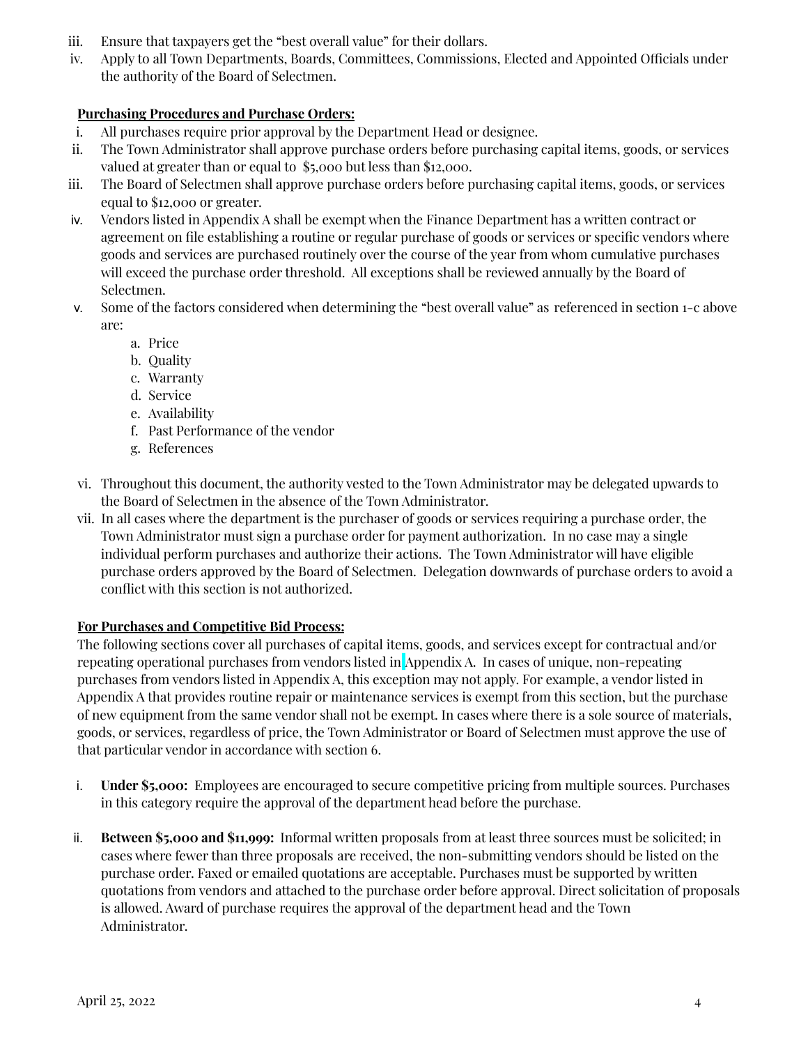iii. Ensure that taxpayers get the "best overall value" for their dollars.
iv. Apply to all Town Departments, Boards, Committees, Commissions, Elected and Appointed Officials under the authority of the Board of Selectmen.

**Purchasing Procedures and Purchase Orders:**

i. All purchases require prior approval by the Department Head or designee.
ii. The Town Administrator shall approve purchase orders before purchasing capital items, goods, or services valued at greater than or equal to $5,000 but less than $12,000.
iii. The Board of Selectmen shall approve purchase orders before purchasing capital items, goods, or services equal to $12,000 or greater.
iv. Vendors listed in Appendix A shall be exempt when the Finance Department has a written contract or agreement on file establishing a routine or regular purchase of goods or services or specific vendors where goods and services are purchased routinely over the course of the year from whom cumulative purchases will exceed the purchase order threshold. All exceptions shall be reviewed annually by the Board of Selectmen.
v. Some of the factors considered when determining the "best overall value" as referenced in section 1-c above are:
   a. Price
   b. Quality
   c. Warranty
   d. Service
   e. Availability
   f. Past Performance of the vendor
   g. References
vi. Throughout this document, the authority vested to the Town Administrator may be delegated upwards to the Board of Selectmen in the absence of the Town Administrator.
vii. In all cases where the department is the purchaser of goods or services requiring a purchase order, the Town Administrator must sign a purchase order for payment authorization. In no case may a single individual perform purchases and authorize their actions. The Town Administrator will have eligible purchase orders approved by the Board of Selectmen. Delegation downwards of purchase orders to avoid a conflict with this section is not authorized.

**For Purchases and Competitive Bid Process:**

The following sections cover all purchases of capital items, goods, and services except for contractual and/or repeating operational purchases from vendors listed in Appendix A. In cases of unique, non-repeating purchases from vendors listed in Appendix A, this exception may not apply. For example, a vendor listed in Appendix A that provides routine repair or maintenance services is exempt from this section, but the purchase of new equipment from the same vendor shall not be exempt. In cases where there is a sole source of materials, goods, or services, regardless of price, the Town Administrator or Board of Selectmen must approve the use of that particular vendor in accordance with section 6.

i. **Under $5,000:** Employees are encouraged to secure competitive pricing from multiple sources. Purchases in this category require the approval of the department head before the purchase.

ii. **Between $5,000 and $11,999:** Informal written proposals from at least three sources must be solicited; in cases where fewer than three proposals are received, the non-submitting vendors should be listed on the purchase order. Faxed or emailed quotations are acceptable. Purchases must be supported by written quotations from vendors and attached to the purchase order before approval. Direct solicitation of proposals is allowed. Award of purchase requires the approval of the department head and the Town Administrator.

April 25, 2022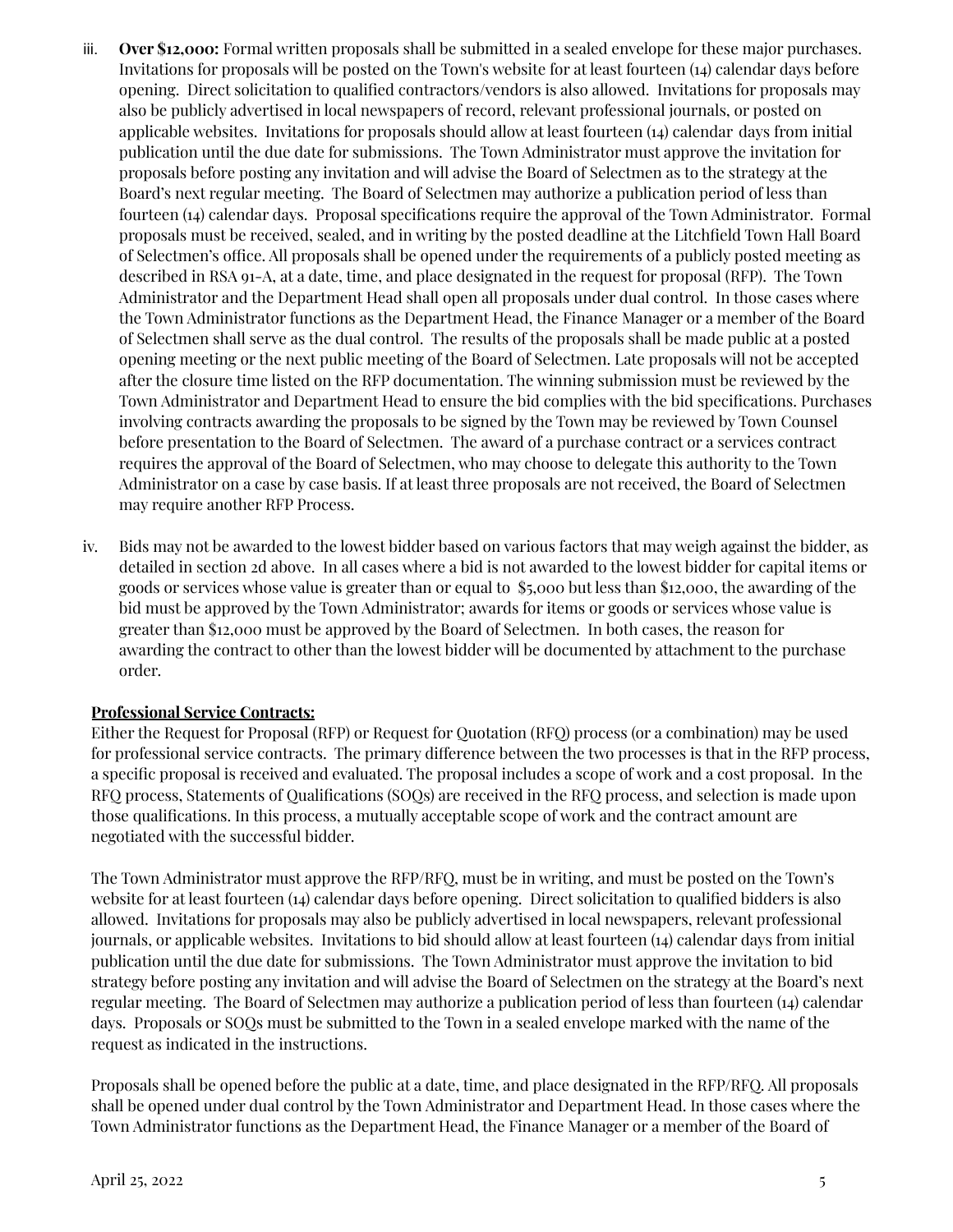iii. **Over $12,000:** Formal written proposals shall be submitted in a sealed envelope for these major purchases. Invitations for proposals will be posted on the Town's website for at least fourteen (14) calendar days before opening. Direct solicitation to qualified contractors/vendors is also allowed. Invitations for proposals may also be publicly advertised in local newspapers of record, relevant professional journals, or posted on applicable websites. Invitations for proposals should allow at least fourteen (14) calendar days from initial publication until the due date for submissions. The Town Administrator must approve the invitation for proposals before posting any invitation and will advise the Board of Selectmen as to the strategy at the Board's next regular meeting. The Board of Selectmen may authorize a publication period of less than fourteen (14) calendar days. Proposal specifications require the approval of the Town Administrator. Formal proposals must be received, sealed, and in writing by the posted deadline at the Litchfield Town Hall Board of Selectmen's office. All proposals shall be opened under the requirements of a publicly posted meeting as described in RSA 91-A, at a date, time, and place designated in the request for proposal (RFP). The Town Administrator and the Department Head shall open all proposals under dual control. In those cases where the Town Administrator functions as the Department Head, the Finance Manager or a member of the Board of Selectmen shall serve as the dual control. The results of the proposals shall be made public at a posted opening meeting or the next public meeting of the Board of Selectmen. Late proposals will not be accepted after the closure time listed on the RFP documentation. The winning submission must be reviewed by the Town Administrator and Department Head to ensure the bid complies with the bid specifications. Purchases involving contracts awarding the proposals to be signed by the Town may be reviewed by Town Counsel before presentation to the Board of Selectmen. The award of a purchase contract or a services contract requires the approval of the Board of Selectmen, who may choose to delegate this authority to the Town Administrator on a case by case basis. If at least three proposals are not received, the Board of Selectmen may require another RFP Process.

iv. Bids may not be awarded to the lowest bidder based on various factors that may weigh against the bidder, as detailed in section 2d above. In all cases where a bid is not awarded to the lowest bidder for capital items or goods or services whose value is greater than or equal to $5,000 but less than $12,000, the awarding of the bid must be approved by the Town Administrator; awards for items or goods or services whose value is greater than $12,000 must be approved by the Board of Selectmen. In both cases, the reason for awarding the contract to other than the lowest bidder will be documented by attachment to the purchase order.

**Professional Service Contracts:**

Either the Request for Proposal (RFP) or Request for Quotation (RFQ) process (or a combination) may be used for professional service contracts. The primary difference between the two processes is that in the RFP process, a specific proposal is received and evaluated. The proposal includes a scope of work and a cost proposal. In the RFQ process, Statements of Qualifications (SOQs) are received in the RFQ process, and selection is made upon those qualifications. In this process, a mutually acceptable scope of work and the contract amount are negotiated with the successful bidder.

The Town Administrator must approve the RFP/RFQ, must be in writing, and must be posted on the Town's website for at least fourteen (14) calendar days before opening. Direct solicitation to qualified bidders is also allowed. Invitations for proposals may also be publicly advertised in local newspapers, relevant professional journals, or applicable websites. Invitations to bid should allow at least fourteen (14) calendar days from initial publication until the due date for submissions. The Town Administrator must approve the invitation to bid strategy before posting any invitation and will advise the Board of Selectmen on the strategy at the Board's next regular meeting. The Board of Selectmen may authorize a publication period of less than fourteen (14) calendar days. Proposals or SOQs must be submitted to the Town in a sealed envelope marked with the name of the request as indicated in the instructions.

Proposals shall be opened before the public at a date, time, and place designated in the RFP/RFQ. All proposals shall be opened under dual control by the Town Administrator and Department Head. In those cases where the Town Administrator functions as the Department Head, the Finance Manager or a member of the Board of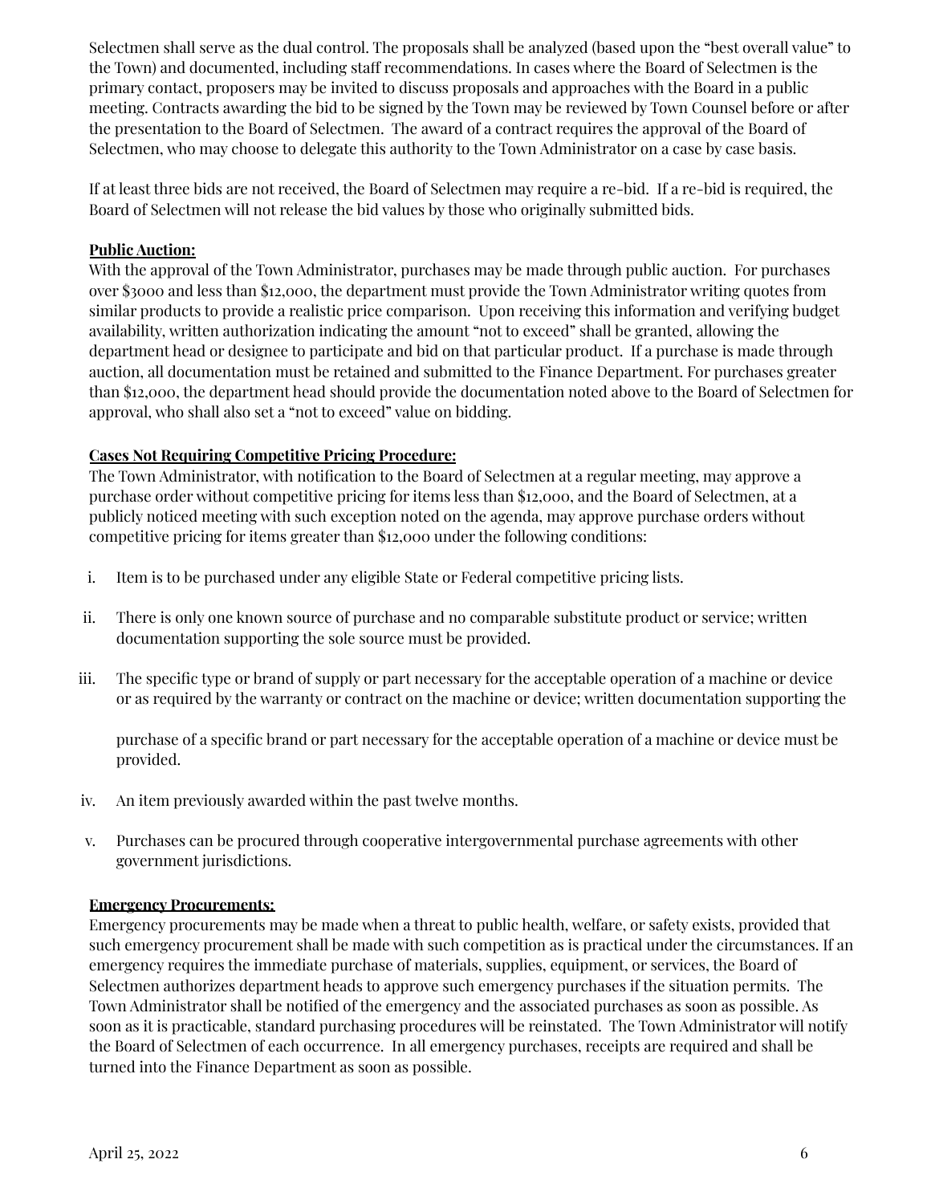Selectmen shall serve as the dual control. The proposals shall be analyzed (based upon the "best overall value" to the Town) and documented, including staff recommendations. In cases where the Board of Selectmen is the primary contact, proposers may be invited to discuss proposals and approaches with the Board in a public meeting. Contracts awarding the bid to be signed by the Town may be reviewed by Town Counsel before or after the presentation to the Board of Selectmen. The award of a contract requires the approval of the Board of Selectmen, who may choose to delegate this authority to the Town Administrator on a case by case basis.

If at least three bids are not received, the Board of Selectmen may require a re-bid. If a re-bid is required, the Board of Selectmen will not release the bid values by those who originally submitted bids.

**Public Auction:**
With the approval of the Town Administrator, purchases may be made through public auction. For purchases over $3000 and less than $12,000, the department must provide the Town Administrator writing quotes from similar products to provide a realistic price comparison. Upon receiving this information and verifying budget availability, written authorization indicating the amount "not to exceed" shall be granted, allowing the department head or designee to participate and bid on that particular product. If a purchase is made through auction, all documentation must be retained and submitted to the Finance Department. For purchases greater than $12,000, the department head should provide the documentation noted above to the Board of Selectmen for approval, who shall also set a "not to exceed" value on bidding.

**Cases Not Requiring Competitive Pricing Procedure:**
The Town Administrator, with notification to the Board of Selectmen at a regular meeting, may approve a purchase order without competitive pricing for items less than $12,000, and the Board of Selectmen, at a publicly noticed meeting with such exception noted on the agenda, may approve purchase orders without competitive pricing for items greater than $12,000 under the following conditions:

i. Item is to be purchased under any eligible State or Federal competitive pricing lists.

ii. There is only one known source of purchase and no comparable substitute product or service; written documentation supporting the sole source must be provided.

iii. The specific type or brand of supply or part necessary for the acceptable operation of a machine or device or as required by the warranty or contract on the machine or device; written documentation supporting the purchase of a specific brand or part necessary for the acceptable operation of a machine or device must be provided.

iv. An item previously awarded within the past twelve months.

v. Purchases can be procured through cooperative intergovernmental purchase agreements with other government jurisdictions.

**Emergency Procurements:**
Emergency procurements may be made when a threat to public health, welfare, or safety exists, provided that such emergency procurement shall be made with such competition as is practical under the circumstances. If an emergency requires the immediate purchase of materials, supplies, equipment, or services, the Board of Selectmen authorizes department heads to approve such emergency purchases if the situation permits. The Town Administrator shall be notified of the emergency and the associated purchases as soon as possible. As soon as it is practicable, standard purchasing procedures will be reinstated. The Town Administrator will notify the Board of Selectmen of each occurrence. In all emergency purchases, receipts are required and shall be turned into the Finance Department as soon as possible.

April 25, 2022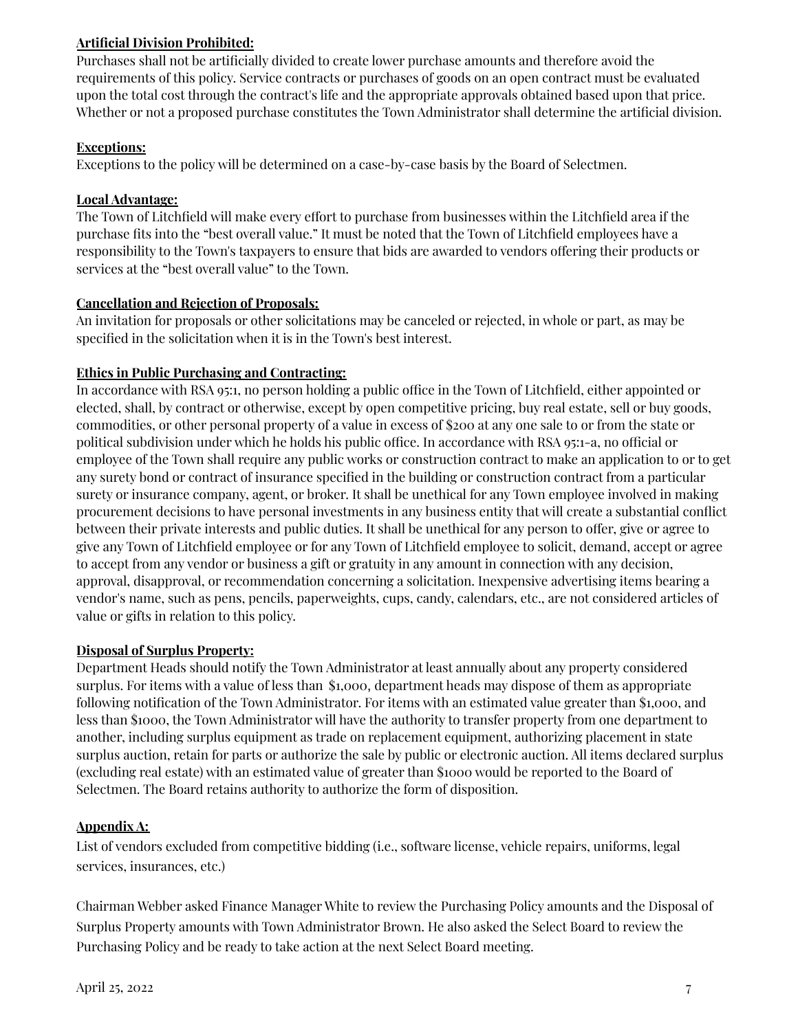**Artificial Division Prohibited:**

Purchases shall not be artificially divided to create lower purchase amounts and therefore avoid the requirements of this policy. Service contracts or purchases of goods on an open contract must be evaluated upon the total cost through the contract's life and the appropriate approvals obtained based upon that price. Whether or not a proposed purchase constitutes the Town Administrator shall determine the artificial division.

**Exceptions:**

Exceptions to the policy will be determined on a case-by-case basis by the Board of Selectmen.

**Local Advantage:**

The Town of Litchfield will make every effort to purchase from businesses within the Litchfield area if the purchase fits into the "best overall value." It must be noted that the Town of Litchfield employees have a responsibility to the Town's taxpayers to ensure that bids are awarded to vendors offering their products or services at the "best overall value" to the Town.

**Cancellation and Rejection of Proposals:**

An invitation for proposals or other solicitations may be canceled or rejected, in whole or part, as may be specified in the solicitation when it is in the Town's best interest.

**Ethics in Public Purchasing and Contracting:**

In accordance with RSA 95:1, no person holding a public office in the Town of Litchfield, either appointed or elected, shall, by contract or otherwise, except by open competitive pricing, buy real estate, sell or buy goods, commodities, or other personal property of a value in excess of $200 at any one sale to or from the state or political subdivision under which he holds his public office. In accordance with RSA 95:1-a, no official or employee of the Town shall require any public works or construction contract to make an application to or to get any surety bond or contract of insurance specified in the building or construction contract from a particular surety or insurance company, agent, or broker. It shall be unethical for any Town employee involved in making procurement decisions to have personal investments in any business entity that will create a substantial conflict between their private interests and public duties. It shall be unethical for any person to offer, give or agree to give any Town of Litchfield employee or for any Town of Litchfield employee to solicit, demand, accept or agree to accept from any vendor or business a gift or gratuity in any amount in connection with any decision, approval, disapproval, or recommendation concerning a solicitation. Inexpensive advertising items bearing a vendor's name, such as pens, pencils, paperweights, cups, candy, calendars, etc., are not considered articles of value or gifts in relation to this policy.

**Disposal of Surplus Property:**

Department Heads should notify the Town Administrator at least annually about any property considered surplus. For items with a value of less than $1,000, department heads may dispose of them as appropriate following notification of the Town Administrator. For items with an estimated value greater than $1,000, and less than $1000, the Town Administrator will have the authority to transfer property from one department to another, including surplus equipment as trade on replacement equipment, authorizing placement in state surplus auction, retain for parts or authorize the sale by public or electronic auction. All items declared surplus (excluding real estate) with an estimated value of greater than $1000 would be reported to the Board of Selectmen. The Board retains authority to authorize the form of disposition.

**Appendix A:**

List of vendors excluded from competitive bidding (i.e., software license, vehicle repairs, uniforms, legal services, insurances, etc.)

Chairman Webber asked Finance Manager White to review the Purchasing Policy amounts and the Disposal of Surplus Property amounts with Town Administrator Brown. He also asked the Select Board to review the Purchasing Policy and be ready to take action at the next Select Board meeting.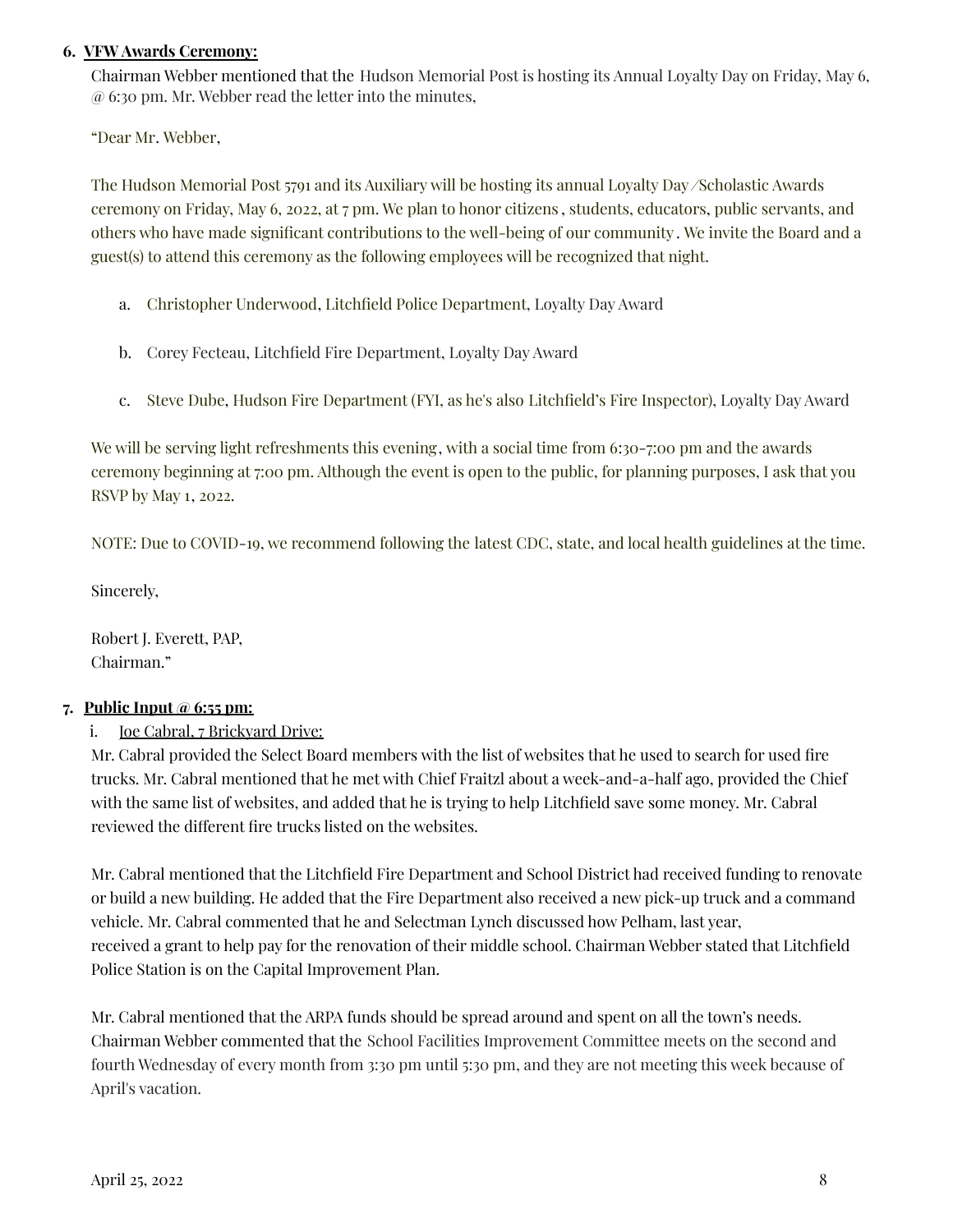6. **VFW Awards Ceremony:**

Chairman Webber mentioned that the Hudson Memorial Post is hosting its Annual Loyalty Day on Friday, May 6, @ 6:30 pm. Mr. Webber read the letter into the minutes,

"Dear Mr. Webber,

The Hudson Memorial Post 5791 and its Auxiliary will be hosting its annual Loyalty Day/Scholastic Awards ceremony on Friday, May 6, 2022, at 7 pm. We plan to honor citizens, students, educators, public servants, and others who have made significant contributions to the well-being of our community. We invite the Board and a guest(s) to attend this ceremony as the following employees will be recognized that night.

a. Christopher Underwood, Litchfield Police Department, Loyalty Day Award

b. Corey Fecteau, Litchfield Fire Department, Loyalty Day Award

c. Steve Dube, Hudson Fire Department (FYI, as he's also Litchfield's Fire Inspector), Loyalty Day Award

We will be serving light refreshments this evening, with a social time from 6:30-7:00 pm and the awards ceremony beginning at 7:00 pm. Although the event is open to the public, for planning purposes, I ask that you RSVP by May 1, 2022.

NOTE: Due to COVID-19, we recommend following the latest CDC, state, and local health guidelines at the time.

Sincerely,

Robert J. Everett, PAP,
Chairman."

7. **Public Input @ 6:55 pm:**

i. Joe Cabral, 7 Brickyard Drive:

Mr. Cabral provided the Select Board members with the list of websites that he used to search for used fire trucks. Mr. Cabral mentioned that he met with Chief Fraitzl about a week-and-a-half ago, provided the Chief with the same list of websites, and added that he is trying to help Litchfield save some money. Mr. Cabral reviewed the different fire trucks listed on the websites.

Mr. Cabral mentioned that the Litchfield Fire Department and School District had received funding to renovate or build a new building. He added that the Fire Department also received a new pick-up truck and a command vehicle. Mr. Cabral commented that he and Selectman Lynch discussed how Pelham, last year, received a grant to help pay for the renovation of their middle school. Chairman Webber stated that Litchfield Police Station is on the Capital Improvement Plan.

Mr. Cabral mentioned that the ARPA funds should be spread around and spent on all the town's needs. Chairman Webber commented that the School Facilities Improvement Committee meets on the second and fourth Wednesday of every month from 3:30 pm until 5:30 pm, and they are not meeting this week because of April's vacation.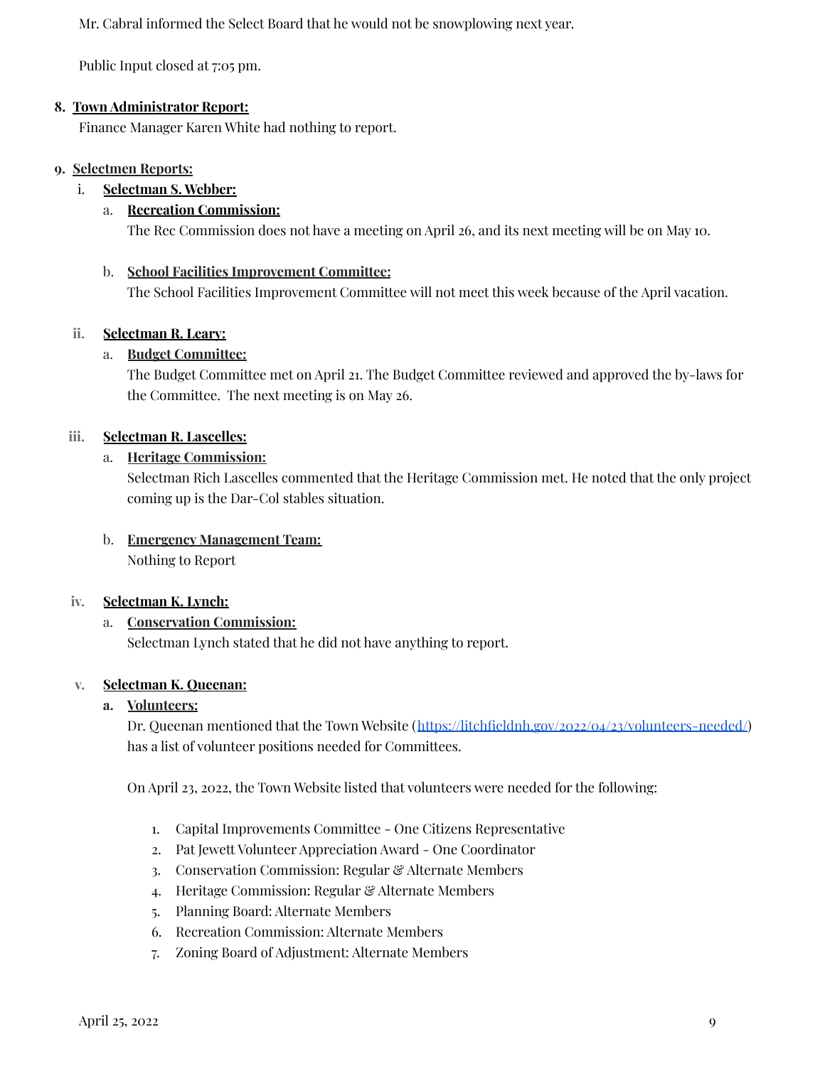Mr. Cabral informed the Select Board that he would not be snowplowing next year.

Public Input closed at 7:05 pm.

8. **Town Administrator Report:**

Finance Manager Karen White had nothing to report.

9. **Selectmen Reports:**

   i. **Selectman S. Webber:**

      a. **Recreation Commission:**

      The Rec Commission does not have a meeting on April 26, and its next meeting will be on May 10.

      b. **School Facilities Improvement Committee:**

      The School Facilities Improvement Committee will not meet this week because of the April vacation.

   ii. **Selectman R. Leary:**

      a. **Budget Committee:**

      The Budget Committee met on April 21. The Budget Committee reviewed and approved the by-laws for the Committee. The next meeting is on May 26.

   iii. **Selectman R. Lascelles:**

      a. **Heritage Commission:**

      Selectman Rich Lascelles commented that the Heritage Commission met. He noted that the only project coming up is the Dar-Col stables situation.

      b. **Emergency Management Team:**

      Nothing to Report

   iv. **Selectman K. Lynch:**

      a. **Conservation Commission:**

      Selectman Lynch stated that he did not have anything to report.

   v. **Selectman K. Queenan:**

      a. **Volunteers:**

      Dr. Queenan mentioned that the Town Website (https://litchfieldnh.gov/2022/04/23/volunteers-needed/) has a list of volunteer positions needed for Committees.

      On April 23, 2022, the Town Website listed that volunteers were needed for the following:

      1. Capital Improvements Committee - One Citizens Representative
      2. Pat Jewett Volunteer Appreciation Award - One Coordinator
      3. Conservation Commission: Regular & Alternate Members
      4. Heritage Commission: Regular & Alternate Members
      5. Planning Board: Alternate Members
      6. Recreation Commission: Alternate Members
      7. Zoning Board of Adjustment: Alternate Members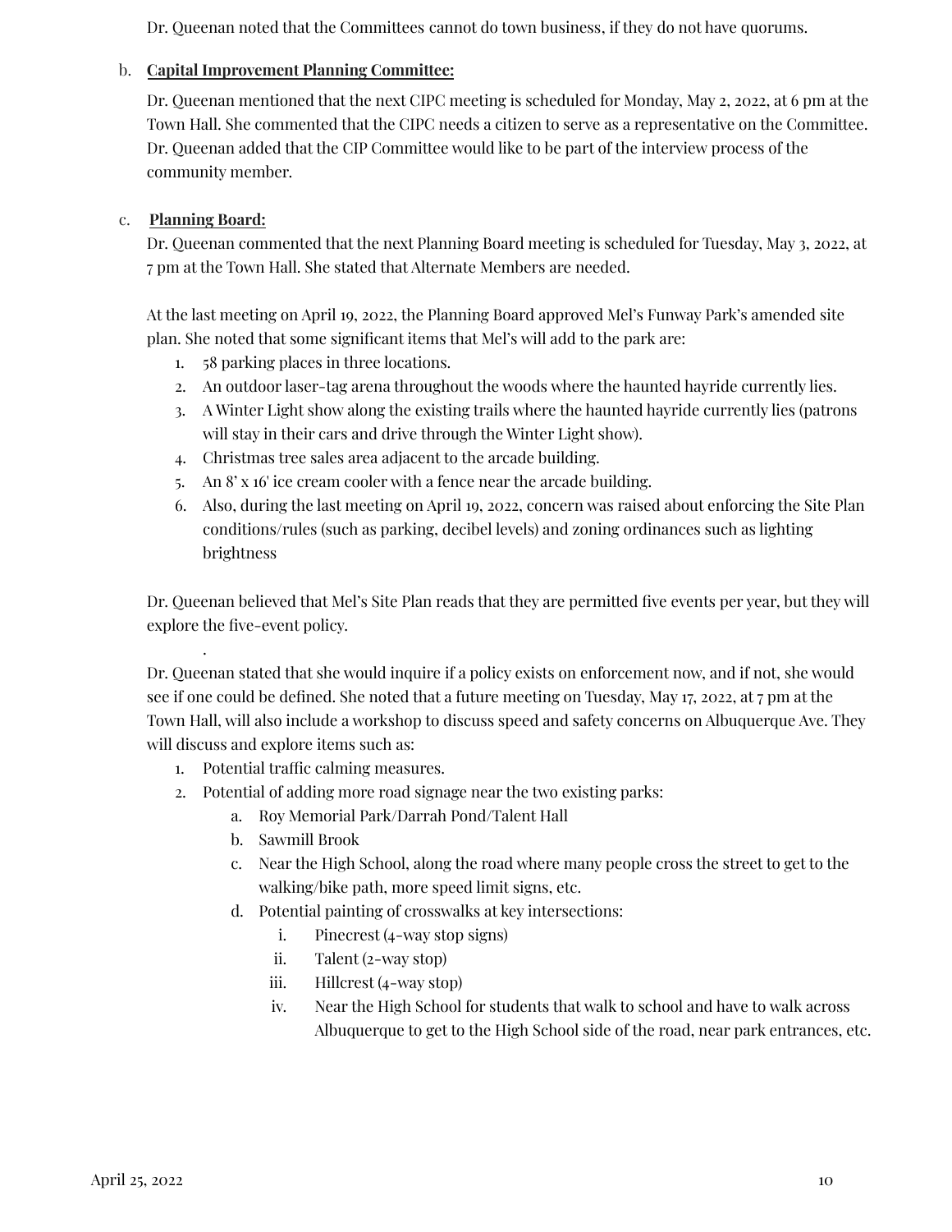Dr. Queenan noted that the Committees cannot do town business, if they do not have quorums.

b. **Capital Improvement Planning Committee:**

Dr. Queenan mentioned that the next CIPC meeting is scheduled for Monday, May 2, 2022, at 6 pm at the Town Hall. She commented that the CIPC needs a citizen to serve as a representative on the Committee. Dr. Queenan added that the CIP Committee would like to be part of the interview process of the community member.

c. **Planning Board:**

Dr. Queenan commented that the next Planning Board meeting is scheduled for Tuesday, May 3, 2022, at 7 pm at the Town Hall. She stated that Alternate Members are needed.

At the last meeting on April 19, 2022, the Planning Board approved Mel's Funway Park's amended site plan. She noted that some significant items that Mel's will add to the park are:

1. 58 parking places in three locations.
2. An outdoor laser-tag arena throughout the woods where the haunted hayride currently lies.
3. A Winter Light show along the existing trails where the haunted hayride currently lies (patrons will stay in their cars and drive through the Winter Light show).
4. Christmas tree sales area adjacent to the arcade building.
5. An 8' x 16' ice cream cooler with a fence near the arcade building.
6. Also, during the last meeting on April 19, 2022, concern was raised about enforcing the Site Plan conditions/rules (such as parking, decibel levels) and zoning ordinances such as lighting brightness

Dr. Queenan believed that Mel's Site Plan reads that they are permitted five events per year, but they will explore the five-event policy.

.

Dr. Queenan stated that she would inquire if a policy exists on enforcement now, and if not, she would see if one could be defined. She noted that a future meeting on Tuesday, May 17, 2022, at 7 pm at the Town Hall, will also include a workshop to discuss speed and safety concerns on Albuquerque Ave. They will discuss and explore items such as:

1. Potential traffic calming measures.
2. Potential of adding more road signage near the two existing parks:
   a. Roy Memorial Park/Darrah Pond/Talent Hall
   b. Sawmill Brook
   c. Near the High School, along the road where many people cross the street to get to the walking/bike path, more speed limit signs, etc.
   d. Potential painting of crosswalks at key intersections:
      i. Pinecrest (4-way stop signs)
      ii. Talent (2-way stop)
      iii. Hillcrest (4-way stop)
      iv. Near the High School for students that walk to school and have to walk across Albuquerque to get to the High School side of the road, near park entrances, etc.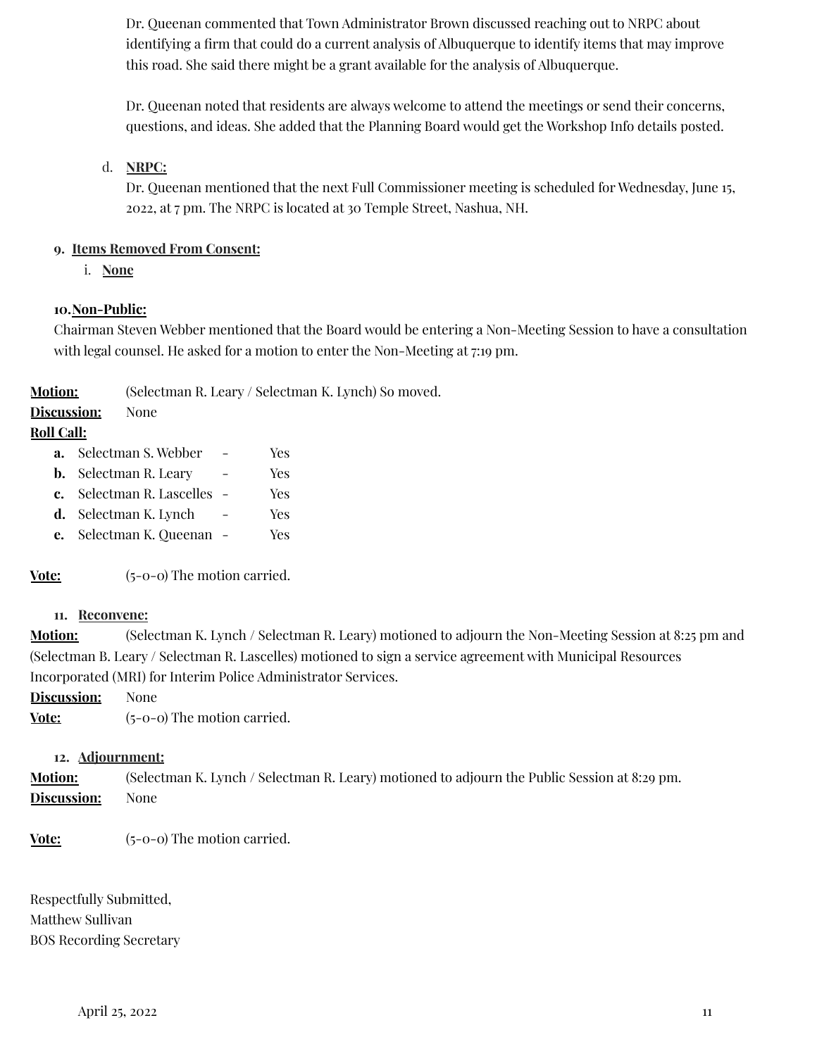Dr. Queenan commented that Town Administrator Brown discussed reaching out to NRPC about identifying a firm that could do a current analysis of Albuquerque to identify items that may improve this road. She said there might be a grant available for the analysis of Albuquerque.

Dr. Queenan noted that residents are always welcome to attend the meetings or send their concerns, questions, and ideas. She added that the Planning Board would get the Workshop Info details posted.

d. **NRPC:**
Dr. Queenan mentioned that the next Full Commissioner meeting is scheduled for Wednesday, June 15, 2022, at 7 pm. The NRPC is located at 30 Temple Street, Nashua, NH.

**9. Items Removed From Consent:**

i. **None**

**10. Non-Public:**

Chairman Steven Webber mentioned that the Board would be entering a Non-Meeting Session to have a consultation with legal counsel. He asked for a motion to enter the Non-Meeting at 7:19 pm.

**Motion:** (Selectman R. Leary / Selectman K. Lynch) So moved.
**Discussion:** None
**Roll Call:**

- **a.** Selectman S. Webber - Yes
- **b.** Selectman R. Leary - Yes
- **c.** Selectman R. Lascelles - Yes
- **d.** Selectman K. Lynch - Yes
- **e.** Selectman K. Queenan - Yes

**Vote:** (5-0-0) The motion carried.

**11. Reconvene:**

**Motion:** (Selectman K. Lynch / Selectman R. Leary) motioned to adjourn the Non-Meeting Session at 8:25 pm and (Selectman B. Leary / Selectman R. Lascelles) motioned to sign a service agreement with Municipal Resources Incorporated (MRI) for Interim Police Administrator Services.
**Discussion:** None
**Vote:** (5-0-0) The motion carried.

**12. Adjournment:**

**Motion:** (Selectman K. Lynch / Selectman R. Leary) motioned to adjourn the Public Session at 8:29 pm.
**Discussion:** None

**Vote:** (5-0-0) The motion carried.

Respectfully Submitted,
Matthew Sullivan
BOS Recording Secretary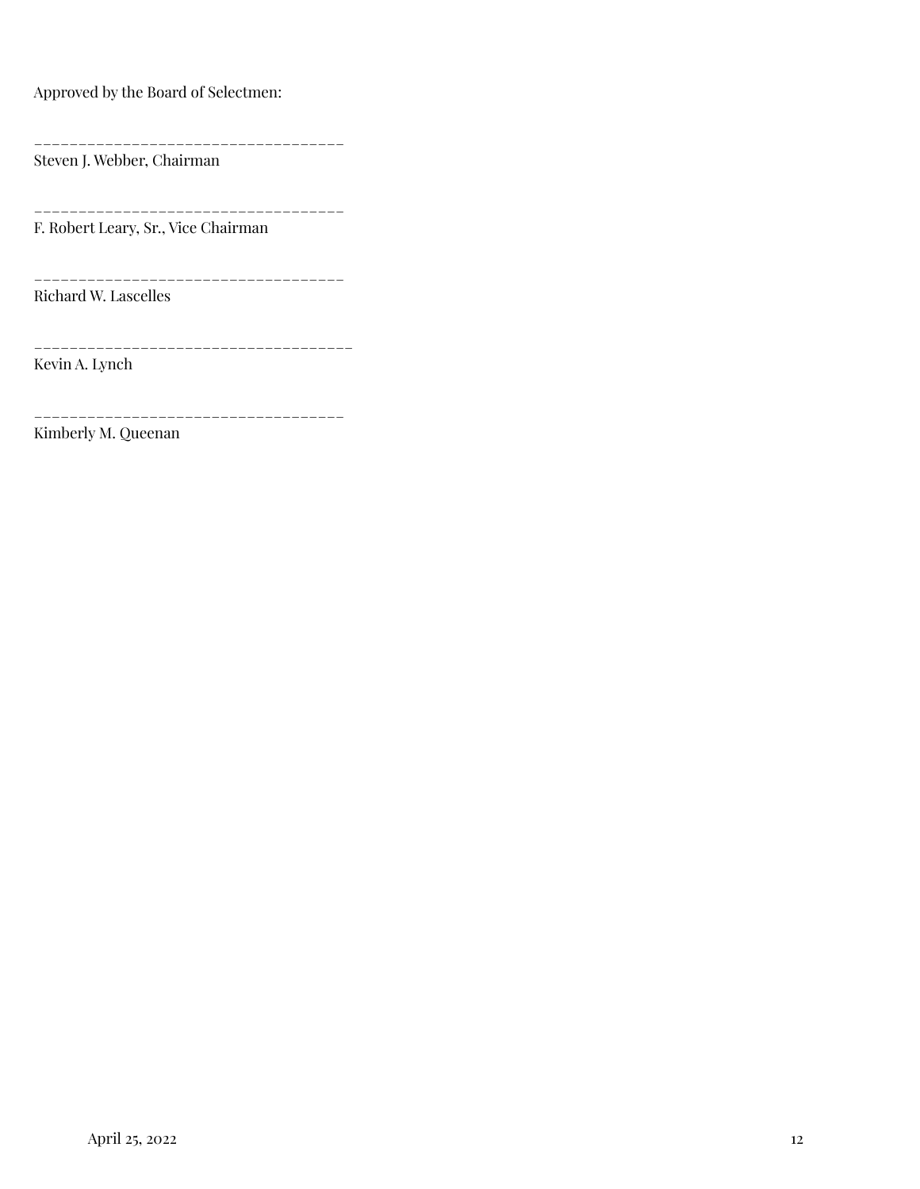Approved by the Board of Selectmen:

___________________________________
Steven J. Webber, Chairman

___________________________________
F. Robert Leary, Sr., Vice Chairman

___________________________________
Richard W. Lascelles

____________________________________
Kevin A. Lynch

___________________________________
Kimberly M. Queenan